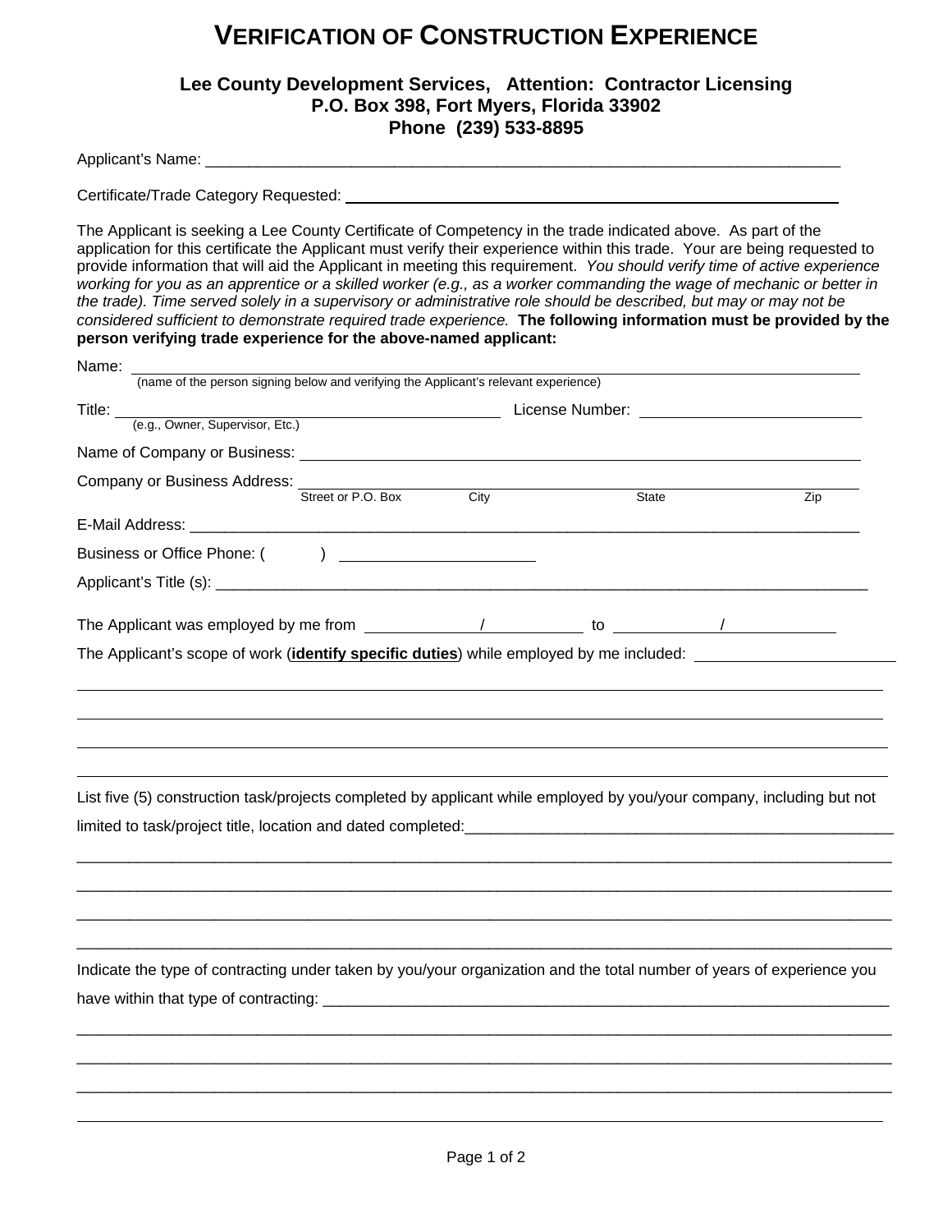# VERIFICATION OF CONSTRUCTION EXPERIENCE

**Lee County Development Services, Attention: Contractor Licensing**
**P.O. Box 398, Fort Myers, Florida 33902**
**Phone (239) 533-8895**

Applicant's Name: ___________________________________________________________________________

Certificate/Trade Category Requested: ______________________________________________________

The Applicant is seeking a Lee County Certificate of Competency in the trade indicated above. As part of the application for this certificate the Applicant must verify their experience within this trade. Your are being requested to provide information that will aid the Applicant in meeting this requirement. *You should verify time of active experience working for you as an apprentice or a skilled worker (e.g., as a worker commanding the wage of mechanic or better in the trade). Time served solely in a supervisory or administrative role should be described, but may or may not be considered sufficient to demonstrate required trade experience.* **The following information must be provided by the person verifying trade experience for the above-named applicant:**

Name: ___________________________________________________________________________
(name of the person signing below and verifying the Applicant's relevant experience)

Title: ____________________________________________ License Number: ________________________
(e.g., Owner, Supervisor, Etc.)

Name of Company or Business: ______________________________________________________________

Company or Business Address: ______________________________________________________________
Street or P.O. Box City State Zip

E-Mail Address: ___________________________________________________________________________

Business or Office Phone: ( ) ______________________

Applicant's Title (s): _____________________________________________________________________

The Applicant was employed by me from ____________/____________ to ____________/____________

The Applicant's scope of work (**identify specific duties**) while employed by me included: ______________________

___________________________________________________________________________________________

___________________________________________________________________________________________

___________________________________________________________________________________________

___________________________________________________________________________________________

List five (5) construction task/projects completed by applicant while employed by you/your company, including but not limited to task/project title, location and dated completed:__________________________________________________

___________________________________________________________________________________________

___________________________________________________________________________________________

___________________________________________________________________________________________

___________________________________________________________________________________________

Indicate the type of contracting under taken by you/your organization and the total number of years of experience you have within that type of contracting: ______________________________________________________________________

___________________________________________________________________________________________

___________________________________________________________________________________________

___________________________________________________________________________________________

___________________________________________________________________________________________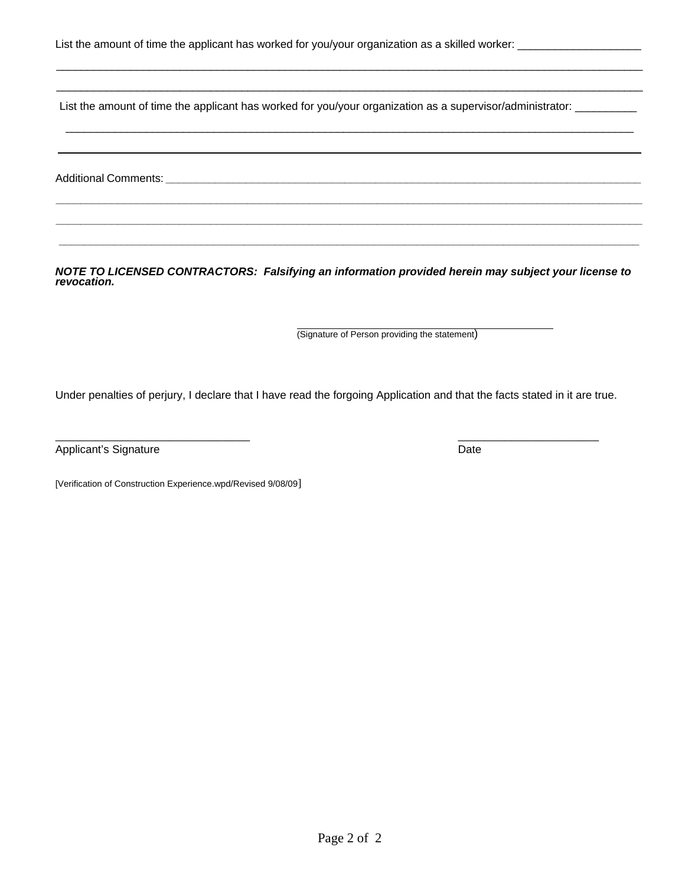List the amount of time the applicant has worked for you/your organization as a skilled worker: ____________________

_______________________________________________________________________________________________

_______________________________________________________________________________________________

List the amount of time the applicant has worked for you/your organization as a supervisor/administrator: __________

_______________________________________________________________________________________________

_______________________________________________________________________________________________

Additional Comments: ___________________________________________________________________________

_______________________________________________________________________________________________

_______________________________________________________________________________________________

_______________________________________________________________________________________________

***NOTE TO LICENSED CONTRACTORS: Falsifying an information provided herein may subject your license to revocation.***

_____________________________________________
(Signature of Person providing the statement)

Under penalties of perjury, I declare that I have read the forgoing Application and that the facts stated in it are true.

_________________________________ &nbsp;&nbsp;&nbsp;&nbsp;&nbsp;&nbsp;&nbsp;&nbsp;&nbsp;&nbsp;&nbsp;&nbsp;&nbsp;&nbsp;&nbsp;&nbsp; _______________________
Applicant's Signature &nbsp;&nbsp;&nbsp;&nbsp;&nbsp;&nbsp;&nbsp;&nbsp;&nbsp;&nbsp;&nbsp;&nbsp;&nbsp;&nbsp;&nbsp;&nbsp;&nbsp;&nbsp;&nbsp;&nbsp;&nbsp;&nbsp;&nbsp;&nbsp;&nbsp;&nbsp;&nbsp;&nbsp;&nbsp;&nbsp;&nbsp;&nbsp;&nbsp;&nbsp;&nbsp;&nbsp;&nbsp;&nbsp;&nbsp;&nbsp; Date

[Verification of Construction Experience.wpd/Revised 9/08/09]